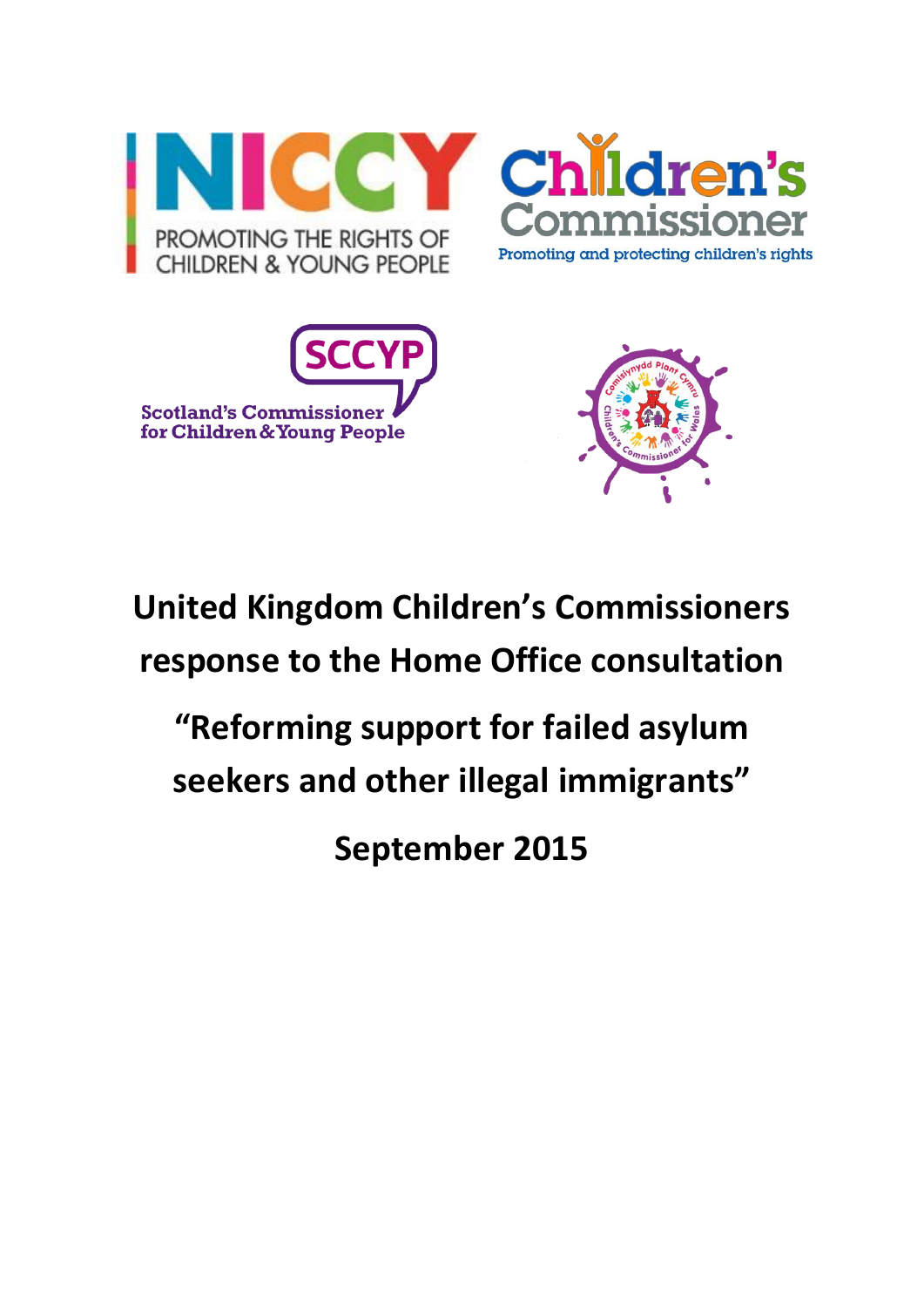# United Kingdom Children's Commissioners response to the Home Office consultation

# "Reforming support for failed asylum seekers and other illegal immigrants"

# September 2015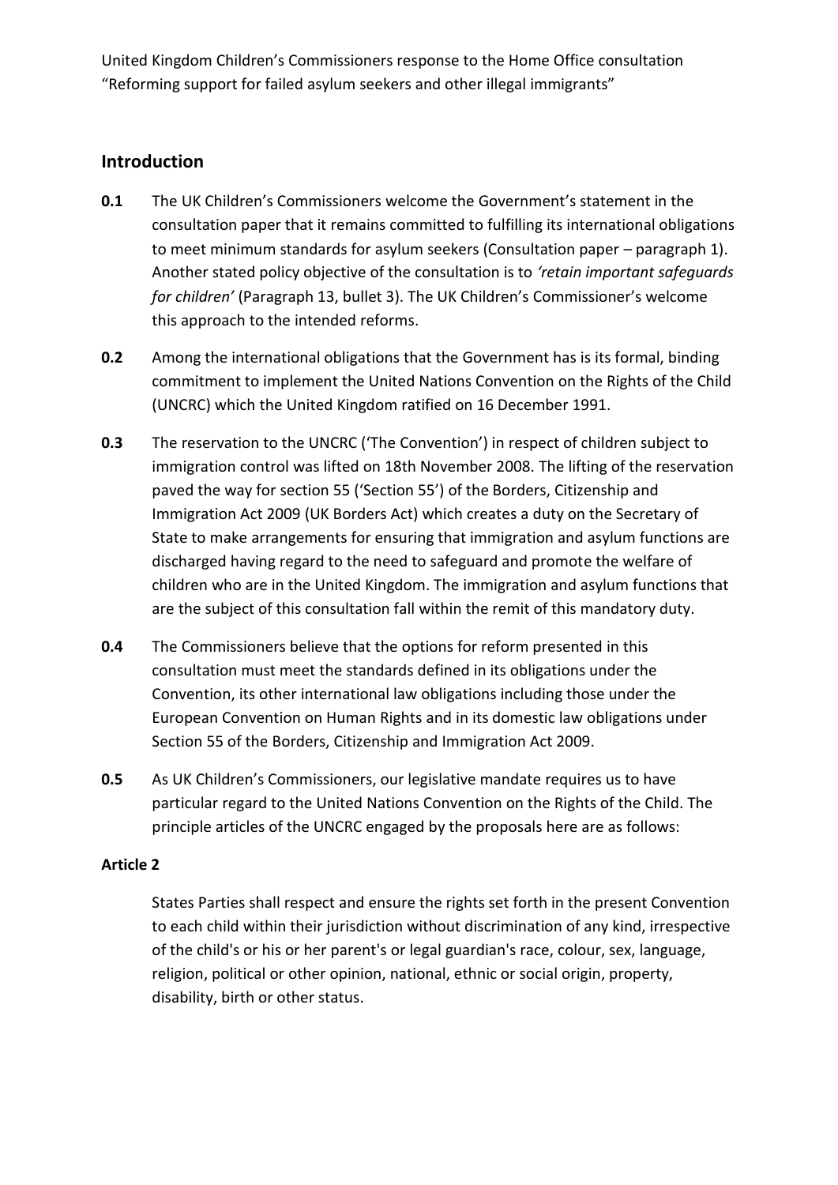United Kingdom Children's Commissioners response to the Home Office consultation "Reforming support for failed asylum seekers and other illegal immigrants"

## Introduction

**0.1** The UK Children's Commissioners welcome the Government's statement in the consultation paper that it remains committed to fulfilling its international obligations to meet minimum standards for asylum seekers (Consultation paper – paragraph 1). Another stated policy objective of the consultation is to *'retain important safeguards for children'* (Paragraph 13, bullet 3). The UK Children's Commissioner's welcome this approach to the intended reforms.

**0.2** Among the international obligations that the Government has is its formal, binding commitment to implement the United Nations Convention on the Rights of the Child (UNCRC) which the United Kingdom ratified on 16 December 1991.

**0.3** The reservation to the UNCRC ('The Convention') in respect of children subject to immigration control was lifted on 18th November 2008. The lifting of the reservation paved the way for section 55 ('Section 55') of the Borders, Citizenship and Immigration Act 2009 (UK Borders Act) which creates a duty on the Secretary of State to make arrangements for ensuring that immigration and asylum functions are discharged having regard to the need to safeguard and promote the welfare of children who are in the United Kingdom. The immigration and asylum functions that are the subject of this consultation fall within the remit of this mandatory duty.

**0.4** The Commissioners believe that the options for reform presented in this consultation must meet the standards defined in its obligations under the Convention, its other international law obligations including those under the European Convention on Human Rights and in its domestic law obligations under Section 55 of the Borders, Citizenship and Immigration Act 2009.

**0.5** As UK Children's Commissioners, our legislative mandate requires us to have particular regard to the United Nations Convention on the Rights of the Child. The principle articles of the UNCRC engaged by the proposals here are as follows:

**Article 2**

States Parties shall respect and ensure the rights set forth in the present Convention to each child within their jurisdiction without discrimination of any kind, irrespective of the child's or his or her parent's or legal guardian's race, colour, sex, language, religion, political or other opinion, national, ethnic or social origin, property, disability, birth or other status.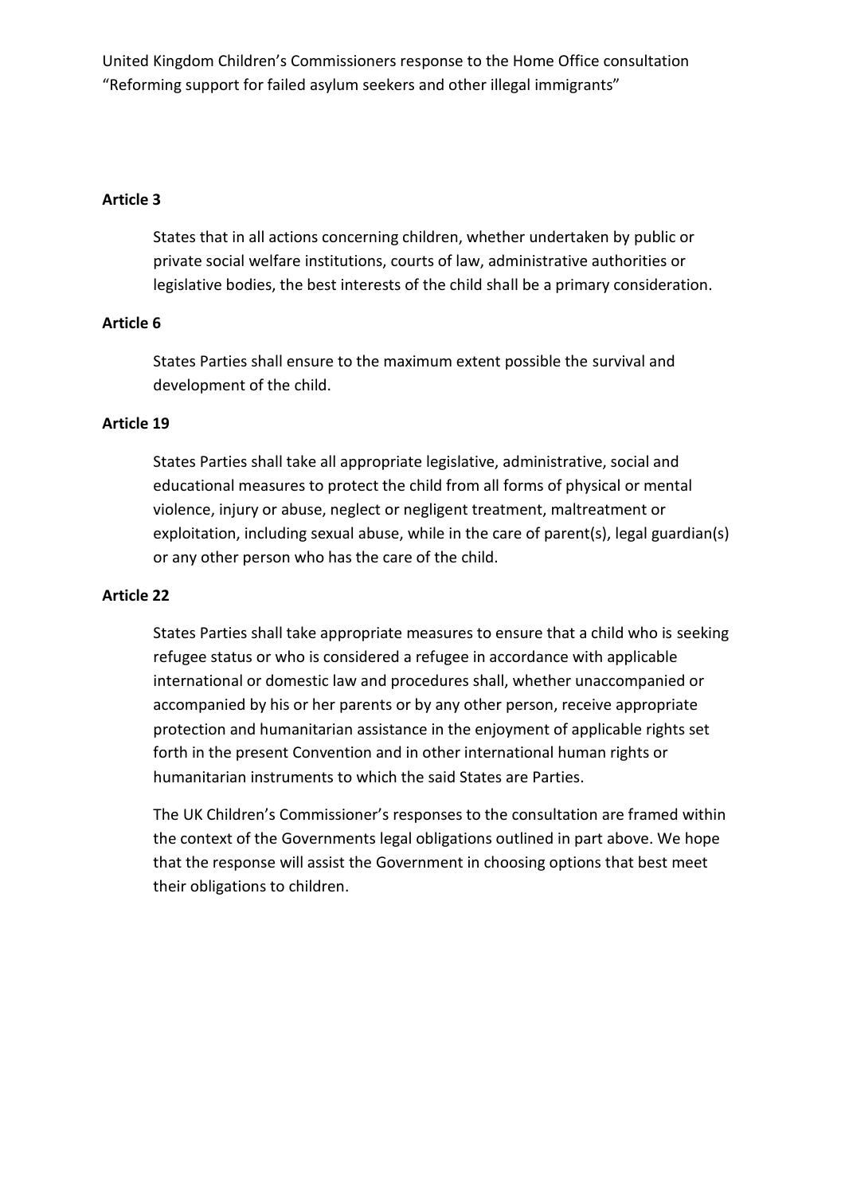**Article 3**

States that in all actions concerning children, whether undertaken by public or private social welfare institutions, courts of law, administrative authorities or legislative bodies, the best interests of the child shall be a primary consideration.

**Article 6**

States Parties shall ensure to the maximum extent possible the survival and development of the child.

**Article 19**

States Parties shall take all appropriate legislative, administrative, social and educational measures to protect the child from all forms of physical or mental violence, injury or abuse, neglect or negligent treatment, maltreatment or exploitation, including sexual abuse, while in the care of parent(s), legal guardian(s) or any other person who has the care of the child.

**Article 22**

States Parties shall take appropriate measures to ensure that a child who is seeking refugee status or who is considered a refugee in accordance with applicable international or domestic law and procedures shall, whether unaccompanied or accompanied by his or her parents or by any other person, receive appropriate protection and humanitarian assistance in the enjoyment of applicable rights set forth in the present Convention and in other international human rights or humanitarian instruments to which the said States are Parties.

The UK Children's Commissioner's responses to the consultation are framed within the context of the Governments legal obligations outlined in part above. We hope that the response will assist the Government in choosing options that best meet their obligations to children.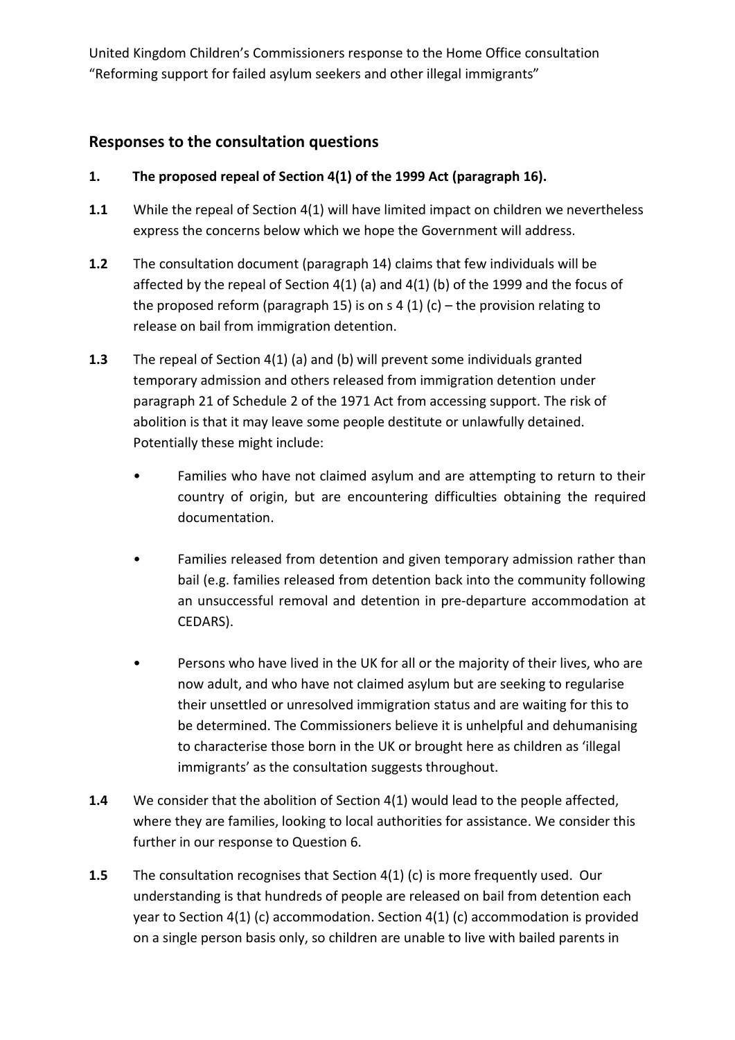United Kingdom Children's Commissioners response to the Home Office consultation "Reforming support for failed asylum seekers and other illegal immigrants"

## Responses to the consultation questions

**1. The proposed repeal of Section 4(1) of the 1999 Act (paragraph 16).**

**1.1** While the repeal of Section 4(1) will have limited impact on children we nevertheless express the concerns below which we hope the Government will address.

**1.2** The consultation document (paragraph 14) claims that few individuals will be affected by the repeal of Section 4(1) (a) and 4(1) (b) of the 1999 and the focus of the proposed reform (paragraph 15) is on s 4 (1) (c) – the provision relating to release on bail from immigration detention.

**1.3** The repeal of Section 4(1) (a) and (b) will prevent some individuals granted temporary admission and others released from immigration detention under paragraph 21 of Schedule 2 of the 1971 Act from accessing support. The risk of abolition is that it may leave some people destitute or unlawfully detained. Potentially these might include:

- Families who have not claimed asylum and are attempting to return to their country of origin, but are encountering difficulties obtaining the required documentation.
- Families released from detention and given temporary admission rather than bail (e.g. families released from detention back into the community following an unsuccessful removal and detention in pre-departure accommodation at CEDARS).
- Persons who have lived in the UK for all or the majority of their lives, who are now adult, and who have not claimed asylum but are seeking to regularise their unsettled or unresolved immigration status and are waiting for this to be determined. The Commissioners believe it is unhelpful and dehumanising to characterise those born in the UK or brought here as children as 'illegal immigrants' as the consultation suggests throughout.

**1.4** We consider that the abolition of Section 4(1) would lead to the people affected, where they are families, looking to local authorities for assistance. We consider this further in our response to Question 6.

**1.5** The consultation recognises that Section 4(1) (c) is more frequently used. Our understanding is that hundreds of people are released on bail from detention each year to Section 4(1) (c) accommodation. Section 4(1) (c) accommodation is provided on a single person basis only, so children are unable to live with bailed parents in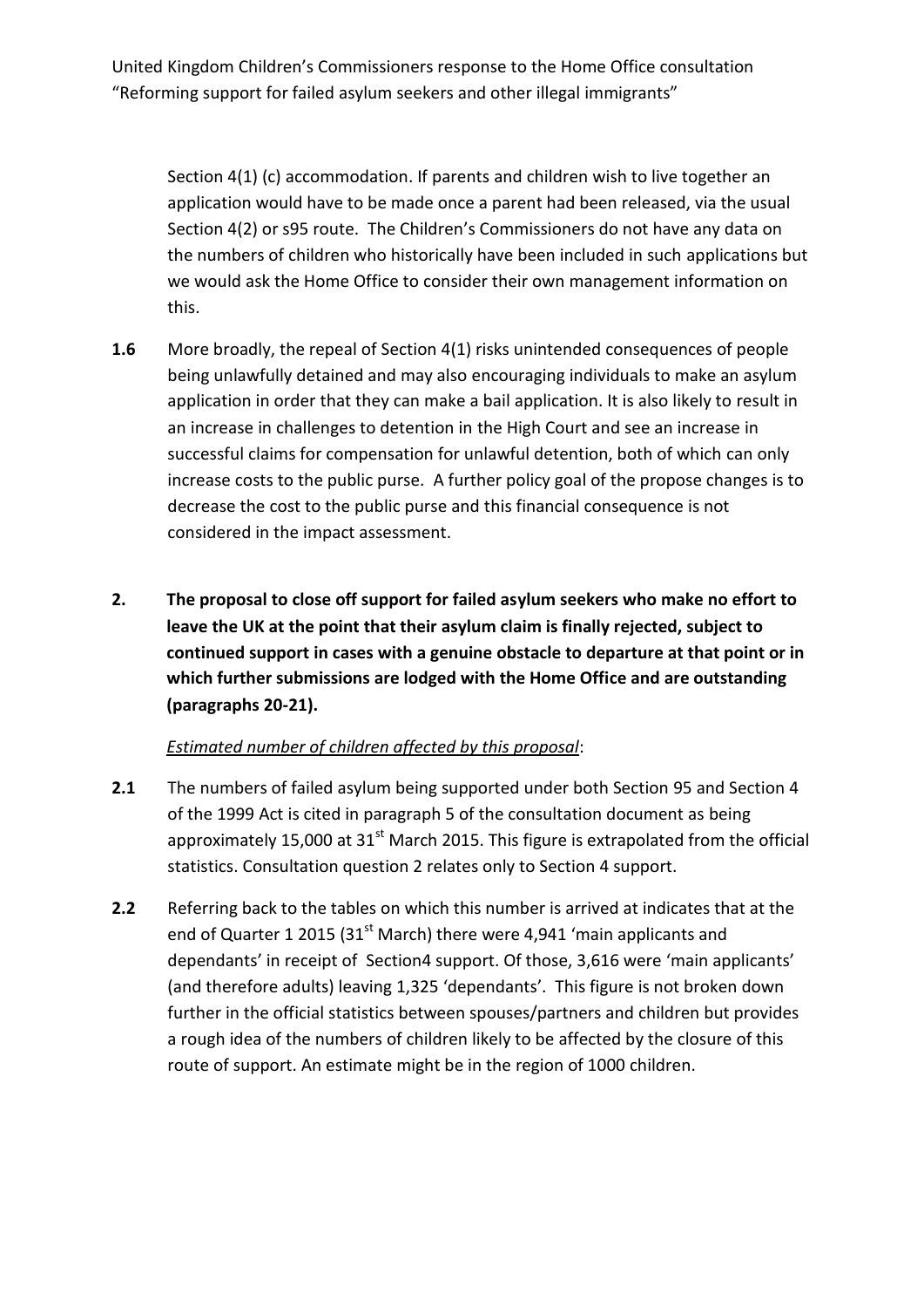Section 4(1) (c) accommodation. If parents and children wish to live together an application would have to be made once a parent had been released, via the usual Section 4(2) or s95 route. The Children's Commissioners do not have any data on the numbers of children who historically have been included in such applications but we would ask the Home Office to consider their own management information on this.

**1.6** More broadly, the repeal of Section 4(1) risks unintended consequences of people being unlawfully detained and may also encouraging individuals to make an asylum application in order that they can make a bail application. It is also likely to result in an increase in challenges to detention in the High Court and see an increase in successful claims for compensation for unlawful detention, both of which can only increase costs to the public purse. A further policy goal of the propose changes is to decrease the cost to the public purse and this financial consequence is not considered in the impact assessment.

**2. The proposal to close off support for failed asylum seekers who make no effort to leave the UK at the point that their asylum claim is finally rejected, subject to continued support in cases with a genuine obstacle to departure at that point or in which further submissions are lodged with the Home Office and are outstanding (paragraphs 20-21).**

*Estimated number of children affected by this proposal*:

**2.1** The numbers of failed asylum being supported under both Section 95 and Section 4 of the 1999 Act is cited in paragraph 5 of the consultation document as being approximately 15,000 at 31st March 2015. This figure is extrapolated from the official statistics. Consultation question 2 relates only to Section 4 support.

**2.2** Referring back to the tables on which this number is arrived at indicates that at the end of Quarter 1 2015 (31st March) there were 4,941 'main applicants and dependants' in receipt of Section4 support. Of those, 3,616 were 'main applicants' (and therefore adults) leaving 1,325 'dependants'. This figure is not broken down further in the official statistics between spouses/partners and children but provides a rough idea of the numbers of children likely to be affected by the closure of this route of support. An estimate might be in the region of 1000 children.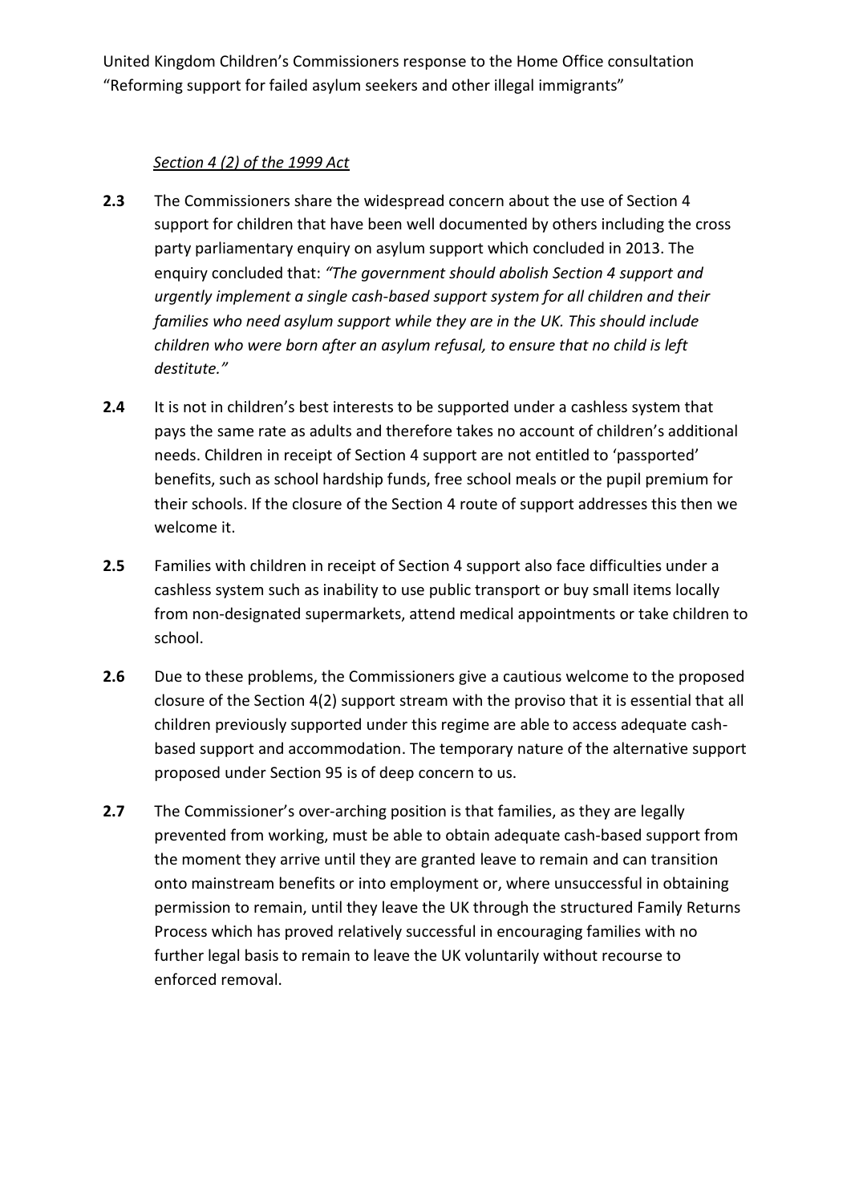*Section 4 (2) of the 1999 Act*

**2.3** The Commissioners share the widespread concern about the use of Section 4 support for children that have been well documented by others including the cross party parliamentary enquiry on asylum support which concluded in 2013. The enquiry concluded that: *"The government should abolish Section 4 support and urgently implement a single cash-based support system for all children and their families who need asylum support while they are in the UK. This should include children who were born after an asylum refusal, to ensure that no child is left destitute."*

**2.4** It is not in children's best interests to be supported under a cashless system that pays the same rate as adults and therefore takes no account of children's additional needs. Children in receipt of Section 4 support are not entitled to 'passported' benefits, such as school hardship funds, free school meals or the pupil premium for their schools. If the closure of the Section 4 route of support addresses this then we welcome it.

**2.5** Families with children in receipt of Section 4 support also face difficulties under a cashless system such as inability to use public transport or buy small items locally from non-designated supermarkets, attend medical appointments or take children to school.

**2.6** Due to these problems, the Commissioners give a cautious welcome to the proposed closure of the Section 4(2) support stream with the proviso that it is essential that all children previously supported under this regime are able to access adequate cash-based support and accommodation. The temporary nature of the alternative support proposed under Section 95 is of deep concern to us.

**2.7** The Commissioner's over-arching position is that families, as they are legally prevented from working, must be able to obtain adequate cash-based support from the moment they arrive until they are granted leave to remain and can transition onto mainstream benefits or into employment or, where unsuccessful in obtaining permission to remain, until they leave the UK through the structured Family Returns Process which has proved relatively successful in encouraging families with no further legal basis to remain to leave the UK voluntarily without recourse to enforced removal.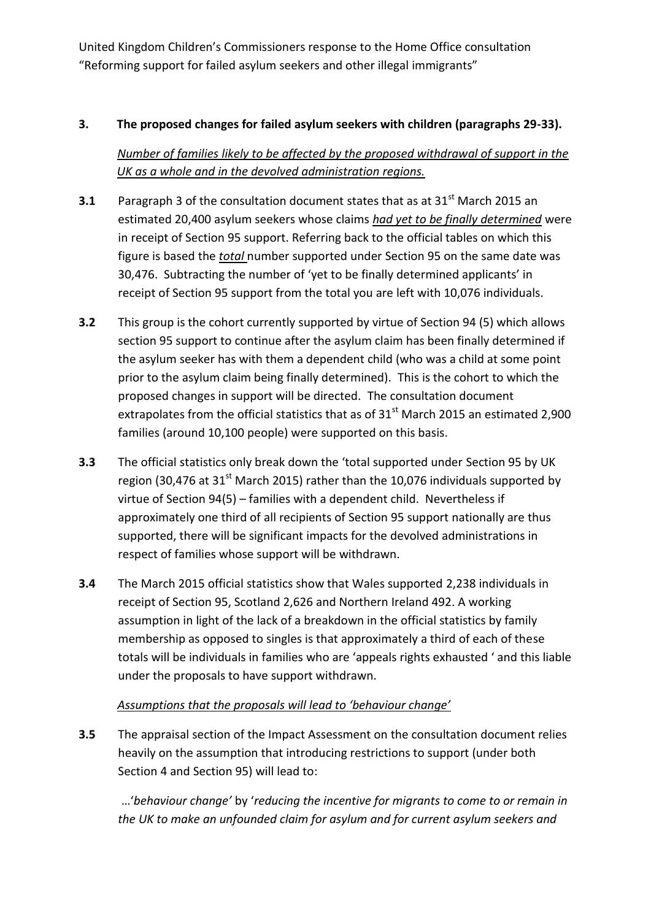**3. The proposed changes for failed asylum seekers with children (paragraphs 29-33).**

*Number of families likely to be affected by the proposed withdrawal of support in the UK as a whole and in the devolved administration regions.*

**3.1** Paragraph 3 of the consultation document states that as at 31st March 2015 an estimated 20,400 asylum seekers whose claims *had yet to be finally determined* were in receipt of Section 95 support. Referring back to the official tables on which this figure is based the *total* number supported under Section 95 on the same date was 30,476. Subtracting the number of 'yet to be finally determined applicants' in receipt of Section 95 support from the total you are left with 10,076 individuals.

**3.2** This group is the cohort currently supported by virtue of Section 94 (5) which allows section 95 support to continue after the asylum claim has been finally determined if the asylum seeker has with them a dependent child (who was a child at some point prior to the asylum claim being finally determined). This is the cohort to which the proposed changes in support will be directed. The consultation document extrapolates from the official statistics that as of 31st March 2015 an estimated 2,900 families (around 10,100 people) were supported on this basis.

**3.3** The official statistics only break down the 'total supported under Section 95 by UK region (30,476 at 31st March 2015) rather than the 10,076 individuals supported by virtue of Section 94(5) – families with a dependent child. Nevertheless if approximately one third of all recipients of Section 95 support nationally are thus supported, there will be significant impacts for the devolved administrations in respect of families whose support will be withdrawn.

**3.4** The March 2015 official statistics show that Wales supported 2,238 individuals in receipt of Section 95, Scotland 2,626 and Northern Ireland 492. A working assumption in light of the lack of a breakdown in the official statistics by family membership as opposed to singles is that approximately a third of each of these totals will be individuals in families who are 'appeals rights exhausted ' and this liable under the proposals to have support withdrawn.

*Assumptions that the proposals will lead to 'behaviour change'*

**3.5** The appraisal section of the Impact Assessment on the consultation document relies heavily on the assumption that introducing restrictions to support (under both Section 4 and Section 95) will lead to:

…'*behaviour change'* by '*reducing the incentive for migrants to come to or remain in the UK to make an unfounded claim for asylum and for current asylum seekers and*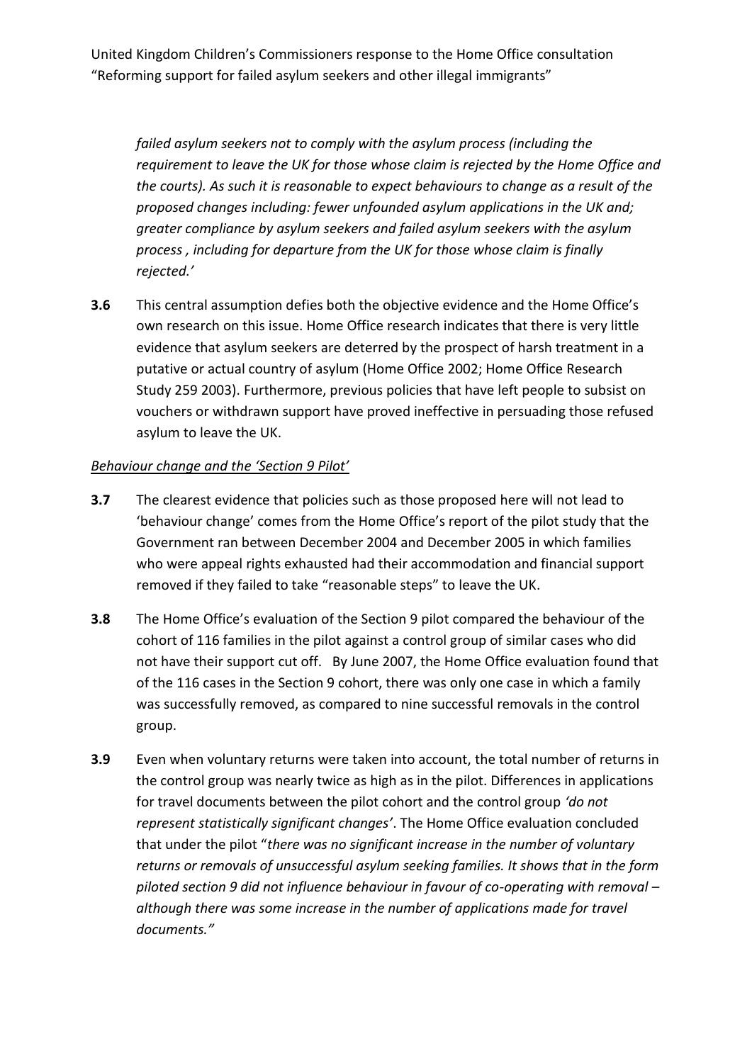*failed asylum seekers not to comply with the asylum process (including the requirement to leave the UK for those whose claim is rejected by the Home Office and the courts). As such it is reasonable to expect behaviours to change as a result of the proposed changes including: fewer unfounded asylum applications in the UK and; greater compliance by asylum seekers and failed asylum seekers with the asylum process , including for departure from the UK for those whose claim is finally rejected.'*

**3.6** This central assumption defies both the objective evidence and the Home Office's own research on this issue. Home Office research indicates that there is very little evidence that asylum seekers are deterred by the prospect of harsh treatment in a putative or actual country of asylum (Home Office 2002; Home Office Research Study 259 2003). Furthermore, previous policies that have left people to subsist on vouchers or withdrawn support have proved ineffective in persuading those refused asylum to leave the UK.

*Behaviour change and the 'Section 9 Pilot'*

**3.7** The clearest evidence that policies such as those proposed here will not lead to 'behaviour change' comes from the Home Office's report of the pilot study that the Government ran between December 2004 and December 2005 in which families who were appeal rights exhausted had their accommodation and financial support removed if they failed to take "reasonable steps" to leave the UK.

**3.8** The Home Office's evaluation of the Section 9 pilot compared the behaviour of the cohort of 116 families in the pilot against a control group of similar cases who did not have their support cut off. By June 2007, the Home Office evaluation found that of the 116 cases in the Section 9 cohort, there was only one case in which a family was successfully removed, as compared to nine successful removals in the control group.

**3.9** Even when voluntary returns were taken into account, the total number of returns in the control group was nearly twice as high as in the pilot. Differences in applications for travel documents between the pilot cohort and the control group *'do not represent statistically significant changes'*. The Home Office evaluation concluded that under the pilot "*there was no significant increase in the number of voluntary returns or removals of unsuccessful asylum seeking families. It shows that in the form piloted section 9 did not influence behaviour in favour of co-operating with removal – although there was some increase in the number of applications made for travel documents."*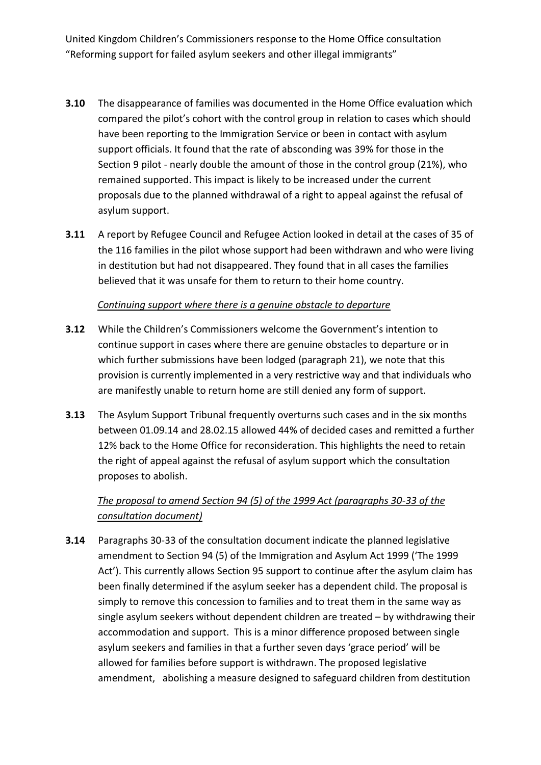**3.10** The disappearance of families was documented in the Home Office evaluation which compared the pilot's cohort with the control group in relation to cases which should have been reporting to the Immigration Service or been in contact with asylum support officials. It found that the rate of absconding was 39% for those in the Section 9 pilot - nearly double the amount of those in the control group (21%), who remained supported. This impact is likely to be increased under the current proposals due to the planned withdrawal of a right to appeal against the refusal of asylum support.

**3.11** A report by Refugee Council and Refugee Action looked in detail at the cases of 35 of the 116 families in the pilot whose support had been withdrawn and who were living in destitution but had not disappeared. They found that in all cases the families believed that it was unsafe for them to return to their home country.

*Continuing support where there is a genuine obstacle to departure*

**3.12** While the Children's Commissioners welcome the Government's intention to continue support in cases where there are genuine obstacles to departure or in which further submissions have been lodged (paragraph 21), we note that this provision is currently implemented in a very restrictive way and that individuals who are manifestly unable to return home are still denied any form of support.

**3.13** The Asylum Support Tribunal frequently overturns such cases and in the six months between 01.09.14 and 28.02.15 allowed 44% of decided cases and remitted a further 12% back to the Home Office for reconsideration. This highlights the need to retain the right of appeal against the refusal of asylum support which the consultation proposes to abolish.

*The proposal to amend Section 94 (5) of the 1999 Act (paragraphs 30-33 of the consultation document)*

**3.14** Paragraphs 30-33 of the consultation document indicate the planned legislative amendment to Section 94 (5) of the Immigration and Asylum Act 1999 ('The 1999 Act'). This currently allows Section 95 support to continue after the asylum claim has been finally determined if the asylum seeker has a dependent child. The proposal is simply to remove this concession to families and to treat them in the same way as single asylum seekers without dependent children are treated – by withdrawing their accommodation and support. This is a minor difference proposed between single asylum seekers and families in that a further seven days 'grace period' will be allowed for families before support is withdrawn. The proposed legislative amendment, abolishing a measure designed to safeguard children from destitution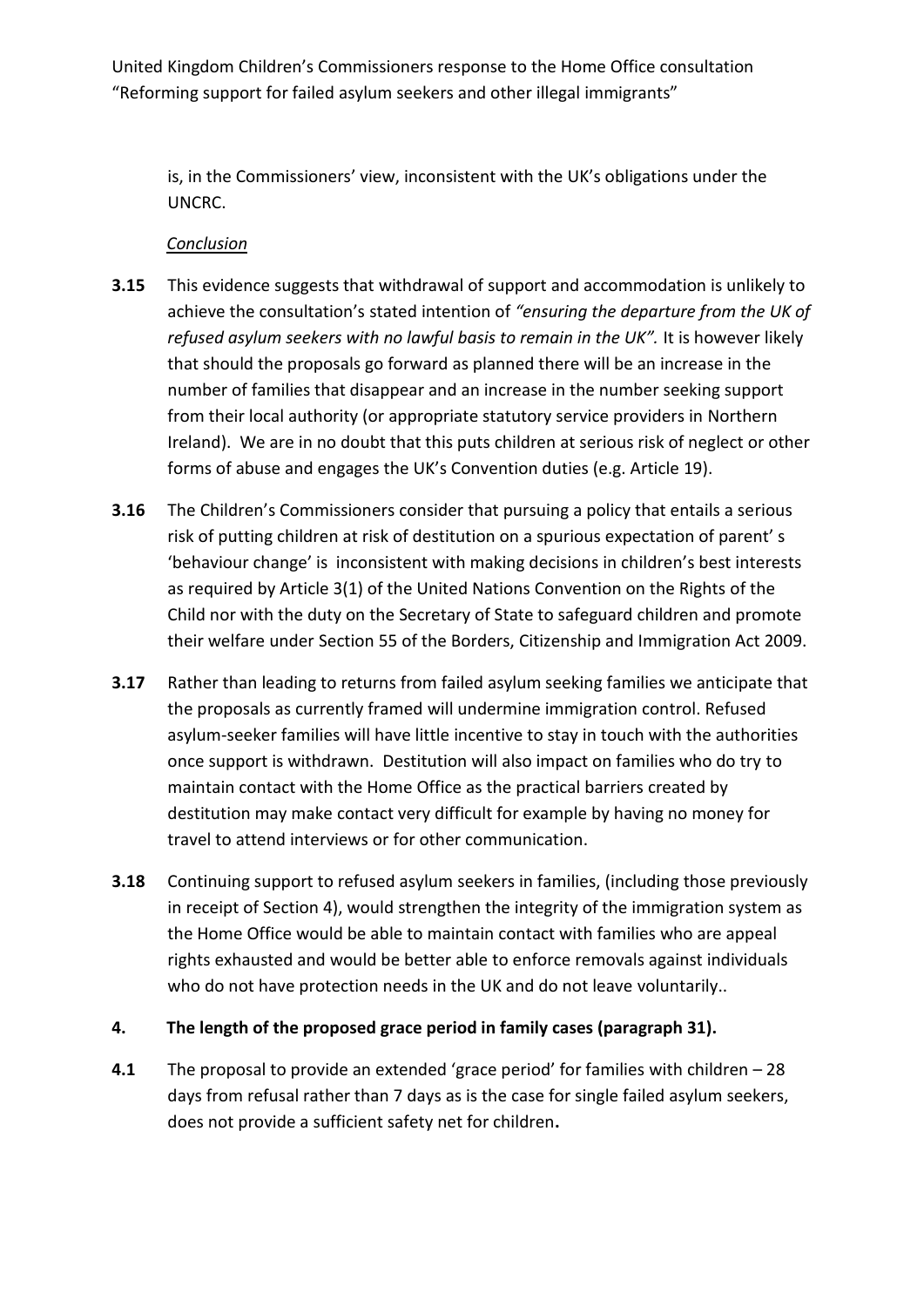is, in the Commissioners' view, inconsistent with the UK's obligations under the UNCRC.

*Conclusion*

**3.15** This evidence suggests that withdrawal of support and accommodation is unlikely to achieve the consultation's stated intention of *"ensuring the departure from the UK of refused asylum seekers with no lawful basis to remain in the UK".* It is however likely that should the proposals go forward as planned there will be an increase in the number of families that disappear and an increase in the number seeking support from their local authority (or appropriate statutory service providers in Northern Ireland). We are in no doubt that this puts children at serious risk of neglect or other forms of abuse and engages the UK's Convention duties (e.g. Article 19).

**3.16** The Children's Commissioners consider that pursuing a policy that entails a serious risk of putting children at risk of destitution on a spurious expectation of parent' s 'behaviour change' is inconsistent with making decisions in children's best interests as required by Article 3(1) of the United Nations Convention on the Rights of the Child nor with the duty on the Secretary of State to safeguard children and promote their welfare under Section 55 of the Borders, Citizenship and Immigration Act 2009.

**3.17** Rather than leading to returns from failed asylum seeking families we anticipate that the proposals as currently framed will undermine immigration control. Refused asylum-seeker families will have little incentive to stay in touch with the authorities once support is withdrawn. Destitution will also impact on families who do try to maintain contact with the Home Office as the practical barriers created by destitution may make contact very difficult for example by having no money for travel to attend interviews or for other communication.

**3.18** Continuing support to refused asylum seekers in families, (including those previously in receipt of Section 4), would strengthen the integrity of the immigration system as the Home Office would be able to maintain contact with families who are appeal rights exhausted and would be better able to enforce removals against individuals who do not have protection needs in the UK and do not leave voluntarily..

## 4. The length of the proposed grace period in family cases (paragraph 31).

**4.1** The proposal to provide an extended 'grace period' for families with children – 28 days from refusal rather than 7 days as is the case for single failed asylum seekers, does not provide a sufficient safety net for children**.**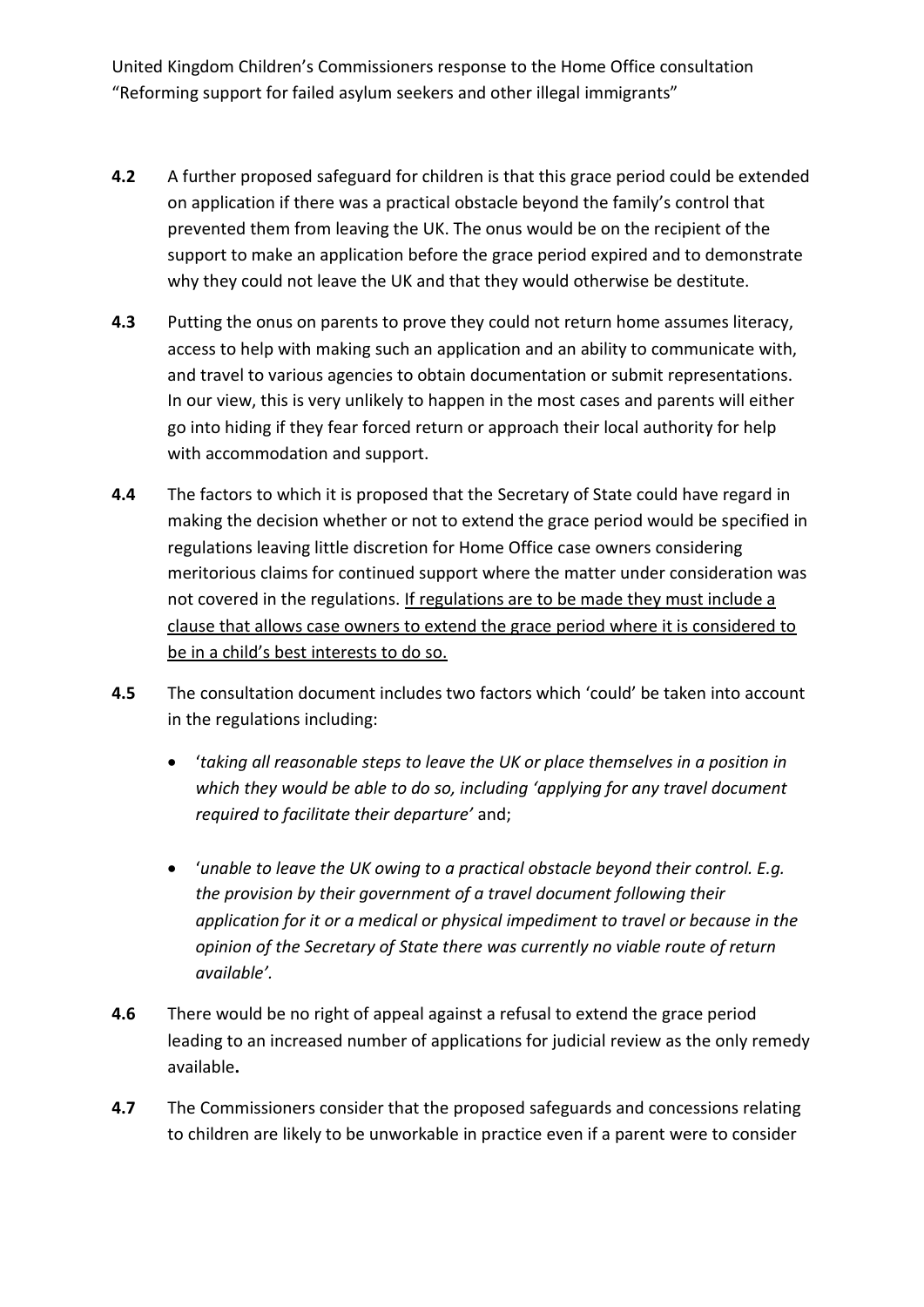**4.2** A further proposed safeguard for children is that this grace period could be extended on application if there was a practical obstacle beyond the family's control that prevented them from leaving the UK. The onus would be on the recipient of the support to make an application before the grace period expired and to demonstrate why they could not leave the UK and that they would otherwise be destitute.

**4.3** Putting the onus on parents to prove they could not return home assumes literacy, access to help with making such an application and an ability to communicate with, and travel to various agencies to obtain documentation or submit representations. In our view, this is very unlikely to happen in the most cases and parents will either go into hiding if they fear forced return or approach their local authority for help with accommodation and support.

**4.4** The factors to which it is proposed that the Secretary of State could have regard in making the decision whether or not to extend the grace period would be specified in regulations leaving little discretion for Home Office case owners considering meritorious claims for continued support where the matter under consideration was not covered in the regulations. <u>If regulations are to be made they must include a clause that allows case owners to extend the grace period where it is considered to be in a child's best interests to do so.</u>

**4.5** The consultation document includes two factors which 'could' be taken into account in the regulations including:

- '*taking all reasonable steps to leave the UK or place themselves in a position in which they would be able to do so, including 'applying for any travel document required to facilitate their departure'* and;

- '*unable to leave the UK owing to a practical obstacle beyond their control. E.g. the provision by their government of a travel document following their application for it or a medical or physical impediment to travel or because in the opinion of the Secretary of State there was currently no viable route of return available'.*

**4.6** There would be no right of appeal against a refusal to extend the grace period leading to an increased number of applications for judicial review as the only remedy available**.**

**4.7** The Commissioners consider that the proposed safeguards and concessions relating to children are likely to be unworkable in practice even if a parent were to consider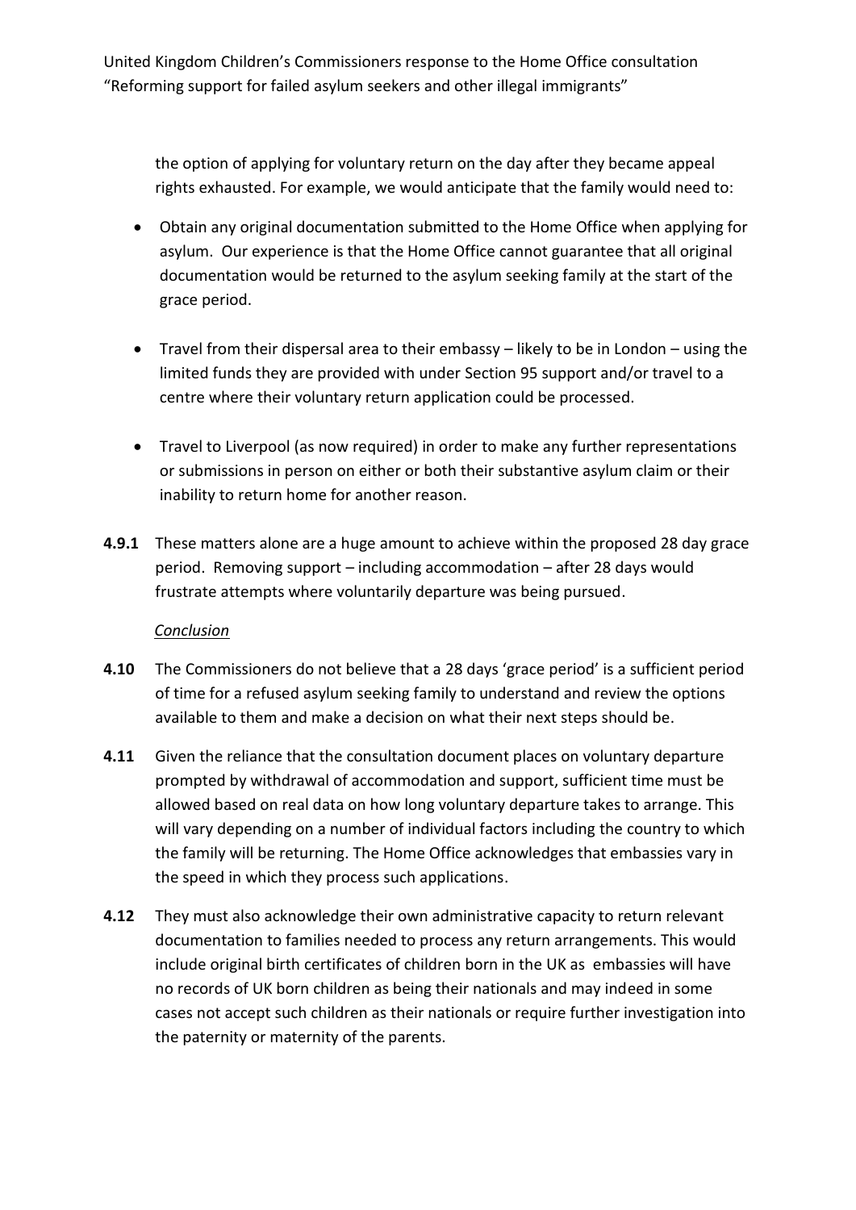the option of applying for voluntary return on the day after they became appeal rights exhausted. For example, we would anticipate that the family would need to:

- Obtain any original documentation submitted to the Home Office when applying for asylum. Our experience is that the Home Office cannot guarantee that all original documentation would be returned to the asylum seeking family at the start of the grace period.

- Travel from their dispersal area to their embassy – likely to be in London – using the limited funds they are provided with under Section 95 support and/or travel to a centre where their voluntary return application could be processed.

- Travel to Liverpool (as now required) in order to make any further representations or submissions in person on either or both their substantive asylum claim or their inability to return home for another reason.

**4.9.1** These matters alone are a huge amount to achieve within the proposed 28 day grace period. Removing support – including accommodation – after 28 days would frustrate attempts where voluntarily departure was being pursued.

*Conclusion*

**4.10** The Commissioners do not believe that a 28 days 'grace period' is a sufficient period of time for a refused asylum seeking family to understand and review the options available to them and make a decision on what their next steps should be.

**4.11** Given the reliance that the consultation document places on voluntary departure prompted by withdrawal of accommodation and support, sufficient time must be allowed based on real data on how long voluntary departure takes to arrange. This will vary depending on a number of individual factors including the country to which the family will be returning. The Home Office acknowledges that embassies vary in the speed in which they process such applications.

**4.12** They must also acknowledge their own administrative capacity to return relevant documentation to families needed to process any return arrangements. This would include original birth certificates of children born in the UK as embassies will have no records of UK born children as being their nationals and may indeed in some cases not accept such children as their nationals or require further investigation into the paternity or maternity of the parents.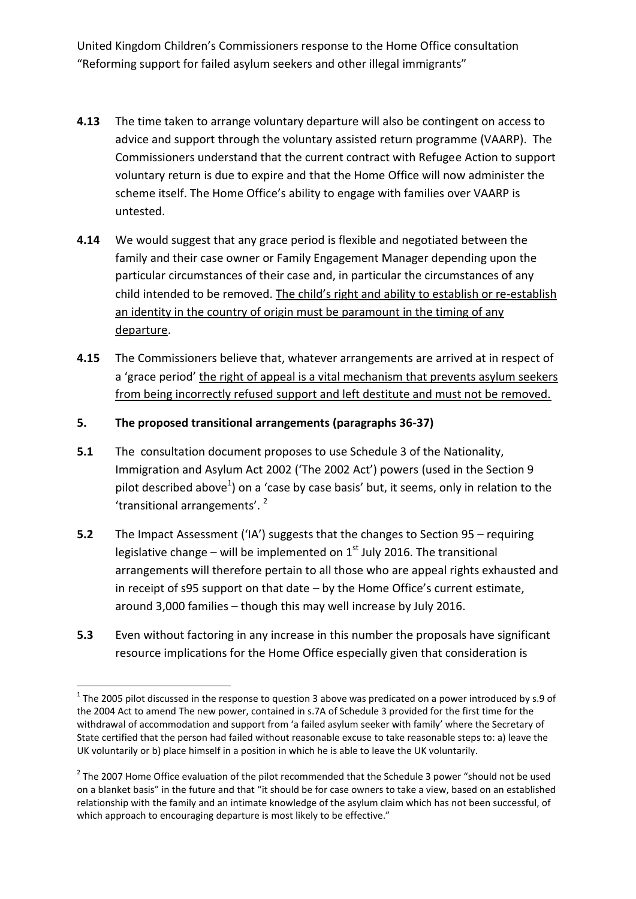**4.13** The time taken to arrange voluntary departure will also be contingent on access to advice and support through the voluntary assisted return programme (VAARP). The Commissioners understand that the current contract with Refugee Action to support voluntary return is due to expire and that the Home Office will now administer the scheme itself. The Home Office's ability to engage with families over VAARP is untested.

**4.14** We would suggest that any grace period is flexible and negotiated between the family and their case owner or Family Engagement Manager depending upon the particular circumstances of their case and, in particular the circumstances of any child intended to be removed. <u>The child's right and ability to establish or re-establish an identity in the country of origin must be paramount in the timing of any departure</u>.

**4.15** The Commissioners believe that, whatever arrangements are arrived at in respect of a 'grace period' <u>the right of appeal is a vital mechanism that prevents asylum seekers from being incorrectly refused support and left destitute and must not be removed.</u>

## 5. The proposed transitional arrangements (paragraphs 36-37)

**5.1** The consultation document proposes to use Schedule 3 of the Nationality, Immigration and Asylum Act 2002 ('The 2002 Act') powers (used in the Section 9 pilot described above[1]) on a 'case by case basis' but, it seems, only in relation to the 'transitional arrangements'. [2]

**5.2** The Impact Assessment ('IA') suggests that the changes to Section 95 – requiring legislative change – will be implemented on 1st July 2016. The transitional arrangements will therefore pertain to all those who are appeal rights exhausted and in receipt of s95 support on that date – by the Home Office's current estimate, around 3,000 families – though this may well increase by July 2016.

**5.3** Even without factoring in any increase in this number the proposals have significant resource implications for the Home Office especially given that consideration is

[1] The 2005 pilot discussed in the response to question 3 above was predicated on a power introduced by s.9 of the 2004 Act to amend The new power, contained in s.7A of Schedule 3 provided for the first time for the withdrawal of accommodation and support from 'a failed asylum seeker with family' where the Secretary of State certified that the person had failed without reasonable excuse to take reasonable steps to: a) leave the UK voluntarily or b) place himself in a position in which he is able to leave the UK voluntarily.

[2] The 2007 Home Office evaluation of the pilot recommended that the Schedule 3 power "should not be used on a blanket basis" in the future and that "it should be for case owners to take a view, based on an established relationship with the family and an intimate knowledge of the asylum claim which has not been successful, of which approach to encouraging departure is most likely to be effective."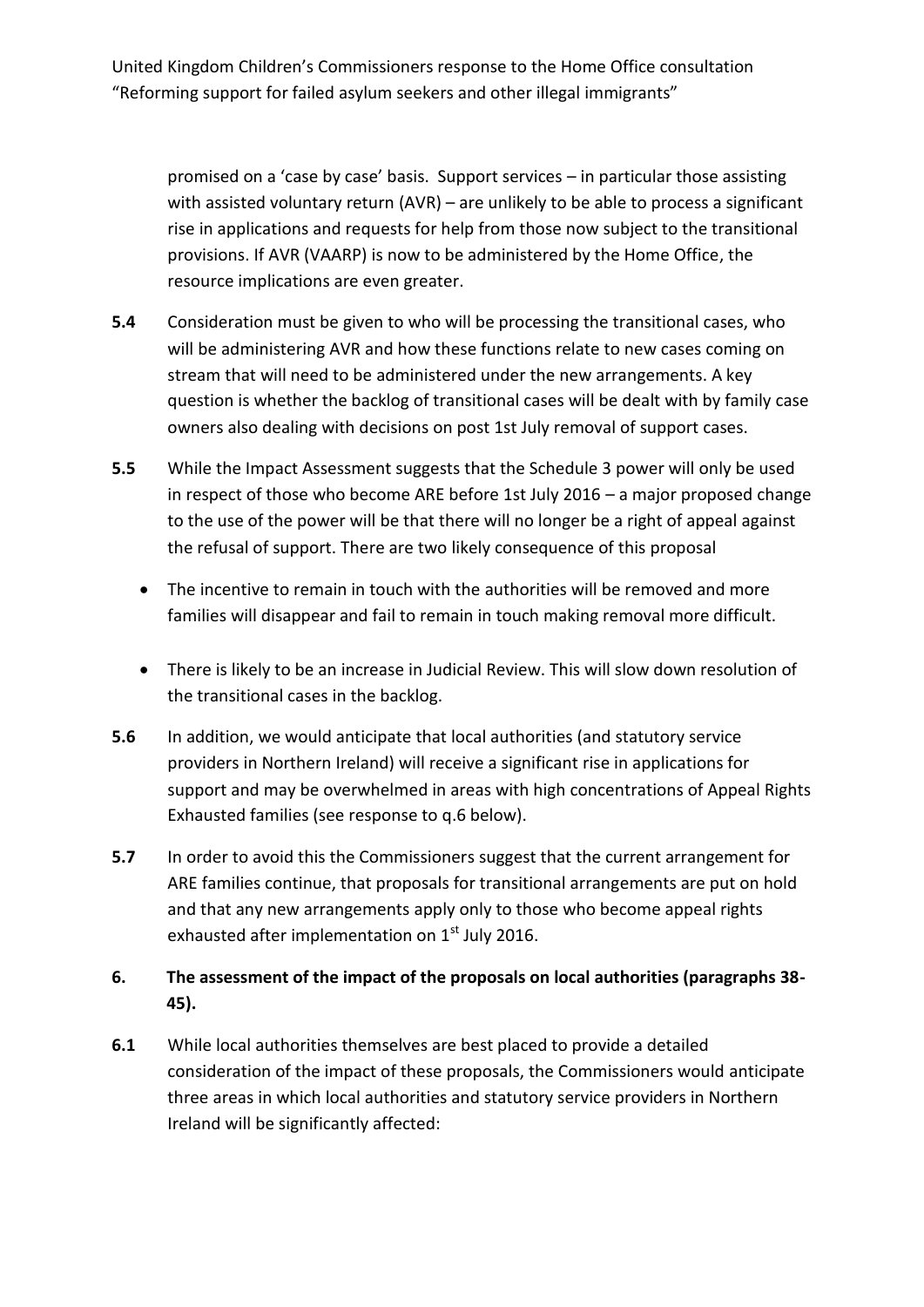promised on a 'case by case' basis. Support services – in particular those assisting with assisted voluntary return (AVR) – are unlikely to be able to process a significant rise in applications and requests for help from those now subject to the transitional provisions. If AVR (VAARP) is now to be administered by the Home Office, the resource implications are even greater.

**5.4** Consideration must be given to who will be processing the transitional cases, who will be administering AVR and how these functions relate to new cases coming on stream that will need to be administered under the new arrangements. A key question is whether the backlog of transitional cases will be dealt with by family case owners also dealing with decisions on post 1st July removal of support cases.

**5.5** While the Impact Assessment suggests that the Schedule 3 power will only be used in respect of those who become ARE before 1st July 2016 – a major proposed change to the use of the power will be that there will no longer be a right of appeal against the refusal of support. There are two likely consequence of this proposal

- The incentive to remain in touch with the authorities will be removed and more families will disappear and fail to remain in touch making removal more difficult.
- There is likely to be an increase in Judicial Review. This will slow down resolution of the transitional cases in the backlog.

**5.6** In addition, we would anticipate that local authorities (and statutory service providers in Northern Ireland) will receive a significant rise in applications for support and may be overwhelmed in areas with high concentrations of Appeal Rights Exhausted families (see response to q.6 below).

**5.7** In order to avoid this the Commissioners suggest that the current arrangement for ARE families continue, that proposals for transitional arrangements are put on hold and that any new arrangements apply only to those who become appeal rights exhausted after implementation on 1st July 2016.

## 6. The assessment of the impact of the proposals on local authorities (paragraphs 38-45).

**6.1** While local authorities themselves are best placed to provide a detailed consideration of the impact of these proposals, the Commissioners would anticipate three areas in which local authorities and statutory service providers in Northern Ireland will be significantly affected: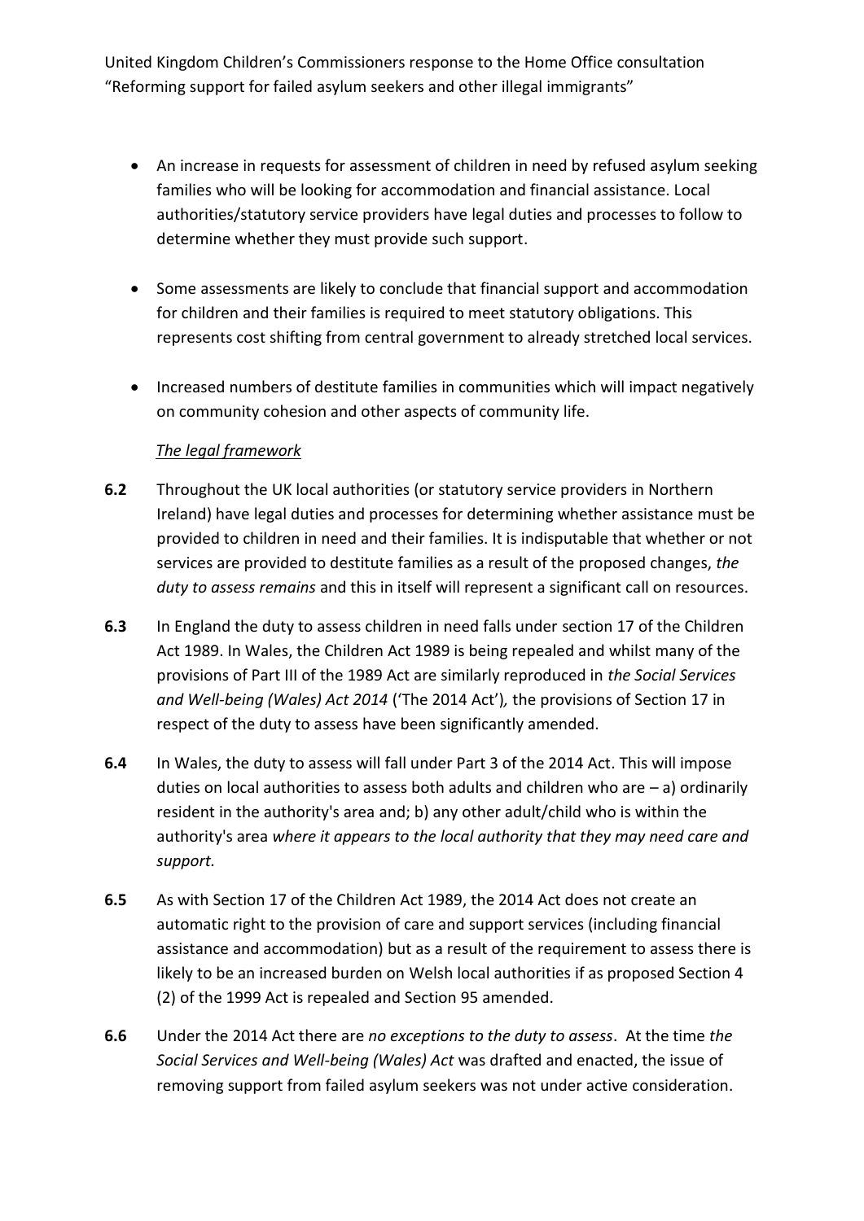- An increase in requests for assessment of children in need by refused asylum seeking families who will be looking for accommodation and financial assistance. Local authorities/statutory service providers have legal duties and processes to follow to determine whether they must provide such support.

- Some assessments are likely to conclude that financial support and accommodation for children and their families is required to meet statutory obligations. This represents cost shifting from central government to already stretched local services.

- Increased numbers of destitute families in communities which will impact negatively on community cohesion and other aspects of community life.

*The legal framework*

**6.2** Throughout the UK local authorities (or statutory service providers in Northern Ireland) have legal duties and processes for determining whether assistance must be provided to children in need and their families. It is indisputable that whether or not services are provided to destitute families as a result of the proposed changes, *the duty to assess remains* and this in itself will represent a significant call on resources.

**6.3** In England the duty to assess children in need falls under section 17 of the Children Act 1989. In Wales, the Children Act 1989 is being repealed and whilst many of the provisions of Part III of the 1989 Act are similarly reproduced in *the Social Services and Well-being (Wales) Act 2014* ('The 2014 Act')*,* the provisions of Section 17 in respect of the duty to assess have been significantly amended.

**6.4** In Wales, the duty to assess will fall under Part 3 of the 2014 Act. This will impose duties on local authorities to assess both adults and children who are – a) ordinarily resident in the authority's area and; b) any other adult/child who is within the authority's area *where it appears to the local authority that they may need care and support.*

**6.5** As with Section 17 of the Children Act 1989, the 2014 Act does not create an automatic right to the provision of care and support services (including financial assistance and accommodation) but as a result of the requirement to assess there is likely to be an increased burden on Welsh local authorities if as proposed Section 4 (2) of the 1999 Act is repealed and Section 95 amended.

**6.6** Under the 2014 Act there are *no exceptions to the duty to assess*. At the time *the Social Services and Well-being (Wales) Act* was drafted and enacted, the issue of removing support from failed asylum seekers was not under active consideration.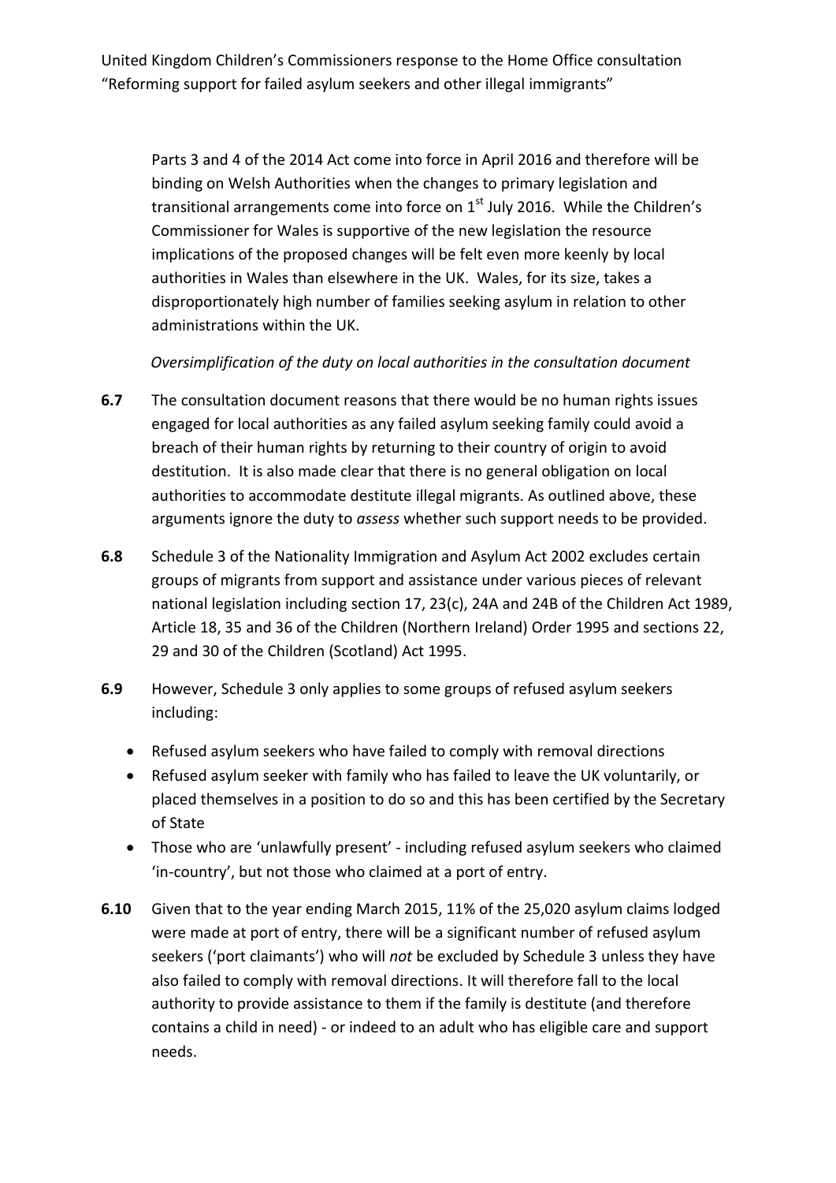Parts 3 and 4 of the 2014 Act come into force in April 2016 and therefore will be binding on Welsh Authorities when the changes to primary legislation and transitional arrangements come into force on 1st July 2016. While the Children's Commissioner for Wales is supportive of the new legislation the resource implications of the proposed changes will be felt even more keenly by local authorities in Wales than elsewhere in the UK. Wales, for its size, takes a disproportionately high number of families seeking asylum in relation to other administrations within the UK.

*Oversimplification of the duty on local authorities in the consultation document*

**6.7** The consultation document reasons that there would be no human rights issues engaged for local authorities as any failed asylum seeking family could avoid a breach of their human rights by returning to their country of origin to avoid destitution. It is also made clear that there is no general obligation on local authorities to accommodate destitute illegal migrants. As outlined above, these arguments ignore the duty to *assess* whether such support needs to be provided.

**6.8** Schedule 3 of the Nationality Immigration and Asylum Act 2002 excludes certain groups of migrants from support and assistance under various pieces of relevant national legislation including section 17, 23(c), 24A and 24B of the Children Act 1989, Article 18, 35 and 36 of the Children (Northern Ireland) Order 1995 and sections 22, 29 and 30 of the Children (Scotland) Act 1995.

**6.9** However, Schedule 3 only applies to some groups of refused asylum seekers including:

- Refused asylum seekers who have failed to comply with removal directions
- Refused asylum seeker with family who has failed to leave the UK voluntarily, or placed themselves in a position to do so and this has been certified by the Secretary of State
- Those who are 'unlawfully present' - including refused asylum seekers who claimed 'in-country', but not those who claimed at a port of entry.

**6.10** Given that to the year ending March 2015, 11% of the 25,020 asylum claims lodged were made at port of entry, there will be a significant number of refused asylum seekers ('port claimants') who will *not* be excluded by Schedule 3 unless they have also failed to comply with removal directions. It will therefore fall to the local authority to provide assistance to them if the family is destitute (and therefore contains a child in need) - or indeed to an adult who has eligible care and support needs.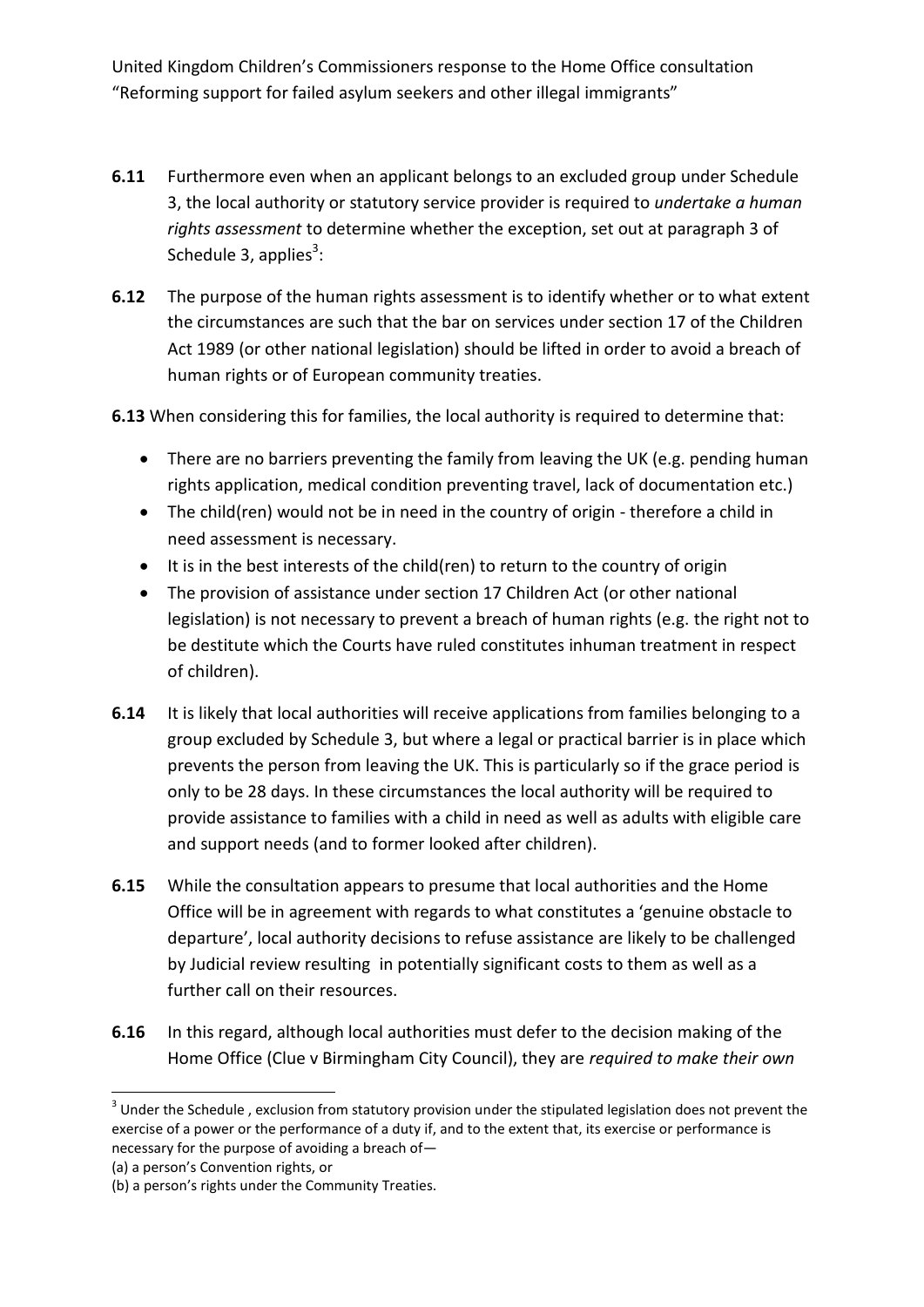**6.11** Furthermore even when an applicant belongs to an excluded group under Schedule 3, the local authority or statutory service provider is required to *undertake a human rights assessment* to determine whether the exception, set out at paragraph 3 of Schedule 3, applies[3]:

**6.12** The purpose of the human rights assessment is to identify whether or to what extent the circumstances are such that the bar on services under section 17 of the Children Act 1989 (or other national legislation) should be lifted in order to avoid a breach of human rights or of European community treaties.

**6.13** When considering this for families, the local authority is required to determine that:

- There are no barriers preventing the family from leaving the UK (e.g. pending human rights application, medical condition preventing travel, lack of documentation etc.)
- The child(ren) would not be in need in the country of origin - therefore a child in need assessment is necessary.
- It is in the best interests of the child(ren) to return to the country of origin
- The provision of assistance under section 17 Children Act (or other national legislation) is not necessary to prevent a breach of human rights (e.g. the right not to be destitute which the Courts have ruled constitutes inhuman treatment in respect of children).

**6.14** It is likely that local authorities will receive applications from families belonging to a group excluded by Schedule 3, but where a legal or practical barrier is in place which prevents the person from leaving the UK. This is particularly so if the grace period is only to be 28 days. In these circumstances the local authority will be required to provide assistance to families with a child in need as well as adults with eligible care and support needs (and to former looked after children).

**6.15** While the consultation appears to presume that local authorities and the Home Office will be in agreement with regards to what constitutes a 'genuine obstacle to departure', local authority decisions to refuse assistance are likely to be challenged by Judicial review resulting in potentially significant costs to them as well as a further call on their resources.

**6.16** In this regard, although local authorities must defer to the decision making of the Home Office (Clue v Birmingham City Council), they are *required to make their own*

---

[3] Under the Schedule , exclusion from statutory provision under the stipulated legislation does not prevent the exercise of a power or the performance of a duty if, and to the extent that, its exercise or performance is necessary for the purpose of avoiding a breach of—
(a) a person's Convention rights, or
(b) a person's rights under the Community Treaties.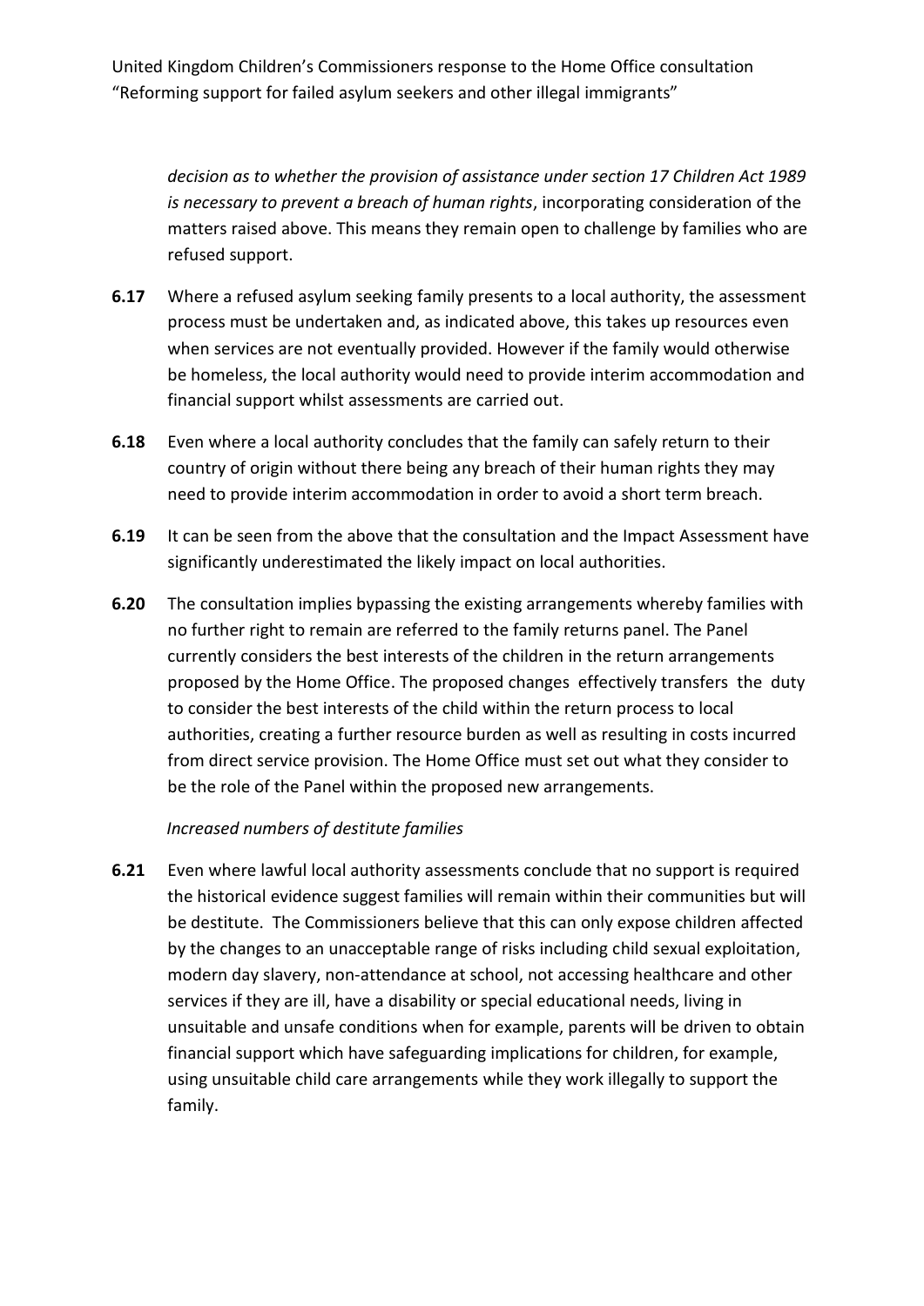*decision as to whether the provision of assistance under section 17 Children Act 1989 is necessary to prevent a breach of human rights*, incorporating consideration of the matters raised above. This means they remain open to challenge by families who are refused support.

**6.17** Where a refused asylum seeking family presents to a local authority, the assessment process must be undertaken and, as indicated above, this takes up resources even when services are not eventually provided. However if the family would otherwise be homeless, the local authority would need to provide interim accommodation and financial support whilst assessments are carried out.

**6.18** Even where a local authority concludes that the family can safely return to their country of origin without there being any breach of their human rights they may need to provide interim accommodation in order to avoid a short term breach.

**6.19** It can be seen from the above that the consultation and the Impact Assessment have significantly underestimated the likely impact on local authorities.

**6.20** The consultation implies bypassing the existing arrangements whereby families with no further right to remain are referred to the family returns panel. The Panel currently considers the best interests of the children in the return arrangements proposed by the Home Office. The proposed changes effectively transfers the duty to consider the best interests of the child within the return process to local authorities, creating a further resource burden as well as resulting in costs incurred from direct service provision. The Home Office must set out what they consider to be the role of the Panel within the proposed new arrangements.

*Increased numbers of destitute families*

**6.21** Even where lawful local authority assessments conclude that no support is required the historical evidence suggest families will remain within their communities but will be destitute. The Commissioners believe that this can only expose children affected by the changes to an unacceptable range of risks including child sexual exploitation, modern day slavery, non-attendance at school, not accessing healthcare and other services if they are ill, have a disability or special educational needs, living in unsuitable and unsafe conditions when for example, parents will be driven to obtain financial support which have safeguarding implications for children, for example, using unsuitable child care arrangements while they work illegally to support the family.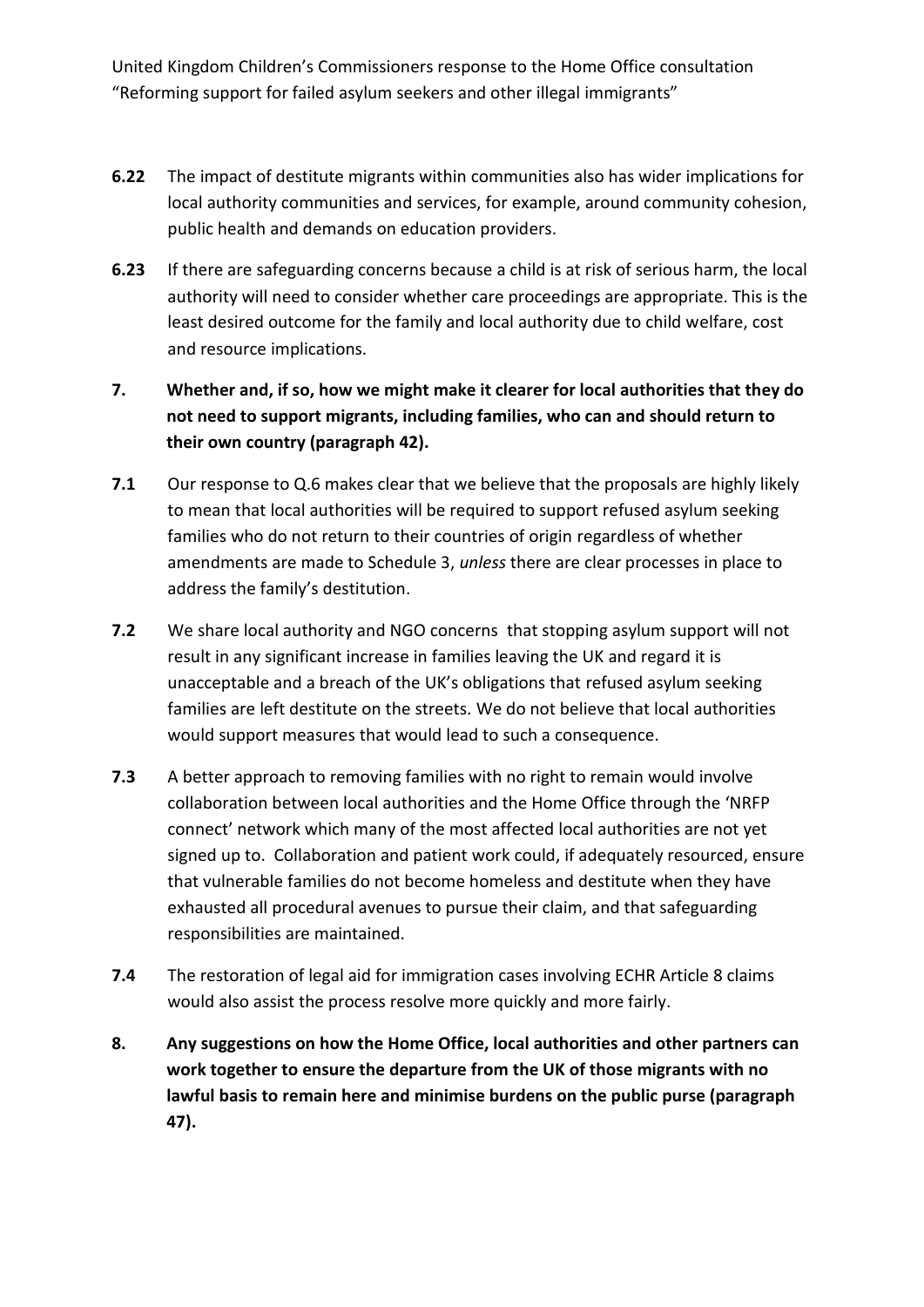**6.22** The impact of destitute migrants within communities also has wider implications for local authority communities and services, for example, around community cohesion, public health and demands on education providers.

**6.23** If there are safeguarding concerns because a child is at risk of serious harm, the local authority will need to consider whether care proceedings are appropriate. This is the least desired outcome for the family and local authority due to child welfare, cost and resource implications.

**7. Whether and, if so, how we might make it clearer for local authorities that they do not need to support migrants, including families, who can and should return to their own country (paragraph 42).**

**7.1** Our response to Q.6 makes clear that we believe that the proposals are highly likely to mean that local authorities will be required to support refused asylum seeking families who do not return to their countries of origin regardless of whether amendments are made to Schedule 3, *unless* there are clear processes in place to address the family's destitution.

**7.2** We share local authority and NGO concerns that stopping asylum support will not result in any significant increase in families leaving the UK and regard it is unacceptable and a breach of the UK's obligations that refused asylum seeking families are left destitute on the streets. We do not believe that local authorities would support measures that would lead to such a consequence.

**7.3** A better approach to removing families with no right to remain would involve collaboration between local authorities and the Home Office through the 'NRFP connect' network which many of the most affected local authorities are not yet signed up to. Collaboration and patient work could, if adequately resourced, ensure that vulnerable families do not become homeless and destitute when they have exhausted all procedural avenues to pursue their claim, and that safeguarding responsibilities are maintained.

**7.4** The restoration of legal aid for immigration cases involving ECHR Article 8 claims would also assist the process resolve more quickly and more fairly.

**8. Any suggestions on how the Home Office, local authorities and other partners can work together to ensure the departure from the UK of those migrants with no lawful basis to remain here and minimise burdens on the public purse (paragraph 47).**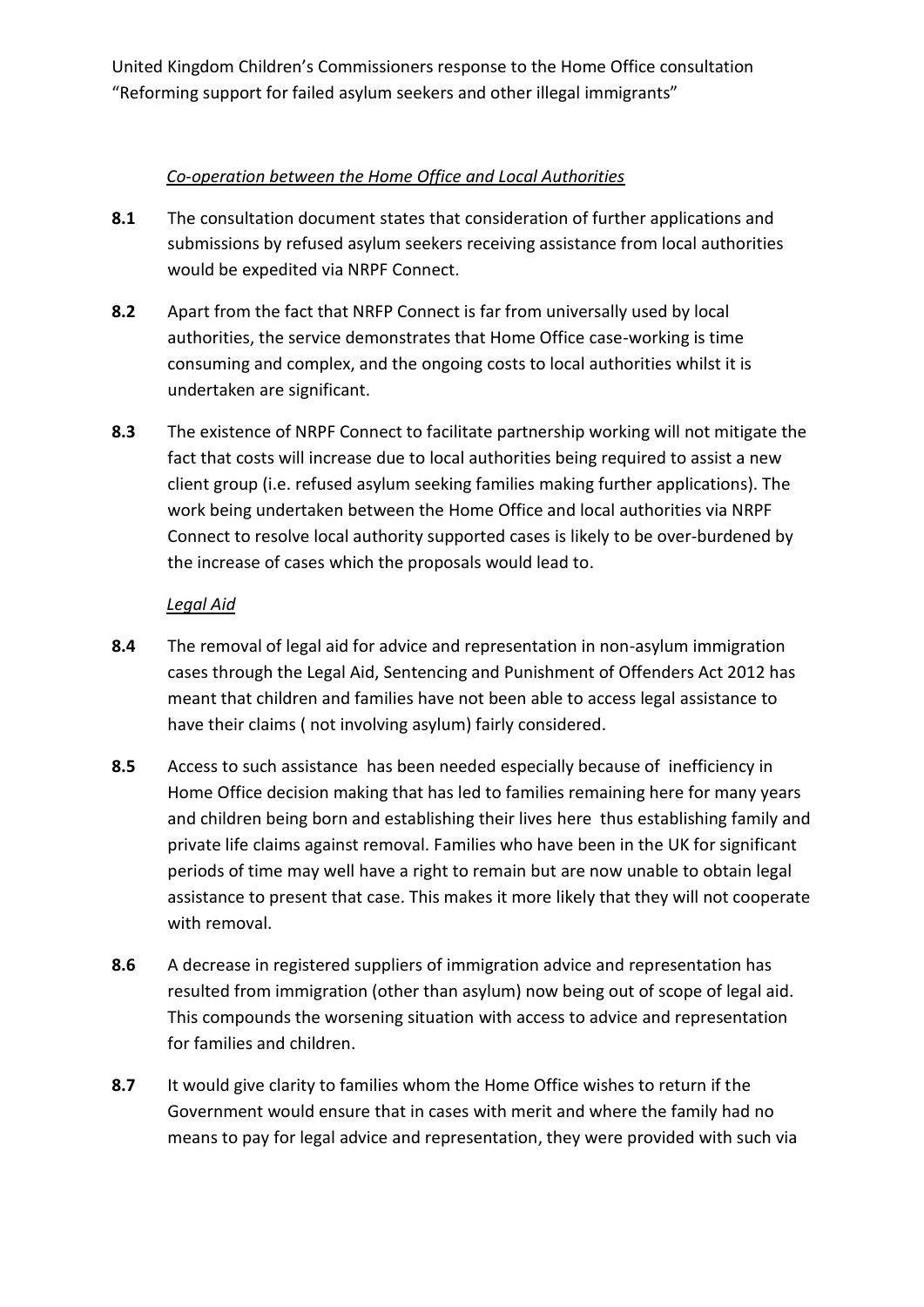*Co-operation between the Home Office and Local Authorities*

**8.1** The consultation document states that consideration of further applications and submissions by refused asylum seekers receiving assistance from local authorities would be expedited via NRPF Connect.

**8.2** Apart from the fact that NRFP Connect is far from universally used by local authorities, the service demonstrates that Home Office case-working is time consuming and complex, and the ongoing costs to local authorities whilst it is undertaken are significant.

**8.3** The existence of NRPF Connect to facilitate partnership working will not mitigate the fact that costs will increase due to local authorities being required to assist a new client group (i.e. refused asylum seeking families making further applications). The work being undertaken between the Home Office and local authorities via NRPF Connect to resolve local authority supported cases is likely to be over-burdened by the increase of cases which the proposals would lead to.

*Legal Aid*

**8.4** The removal of legal aid for advice and representation in non-asylum immigration cases through the Legal Aid, Sentencing and Punishment of Offenders Act 2012 has meant that children and families have not been able to access legal assistance to have their claims ( not involving asylum) fairly considered.

**8.5** Access to such assistance has been needed especially because of inefficiency in Home Office decision making that has led to families remaining here for many years and children being born and establishing their lives here thus establishing family and private life claims against removal. Families who have been in the UK for significant periods of time may well have a right to remain but are now unable to obtain legal assistance to present that case. This makes it more likely that they will not cooperate with removal.

**8.6** A decrease in registered suppliers of immigration advice and representation has resulted from immigration (other than asylum) now being out of scope of legal aid. This compounds the worsening situation with access to advice and representation for families and children.

**8.7** It would give clarity to families whom the Home Office wishes to return if the Government would ensure that in cases with merit and where the family had no means to pay for legal advice and representation, they were provided with such via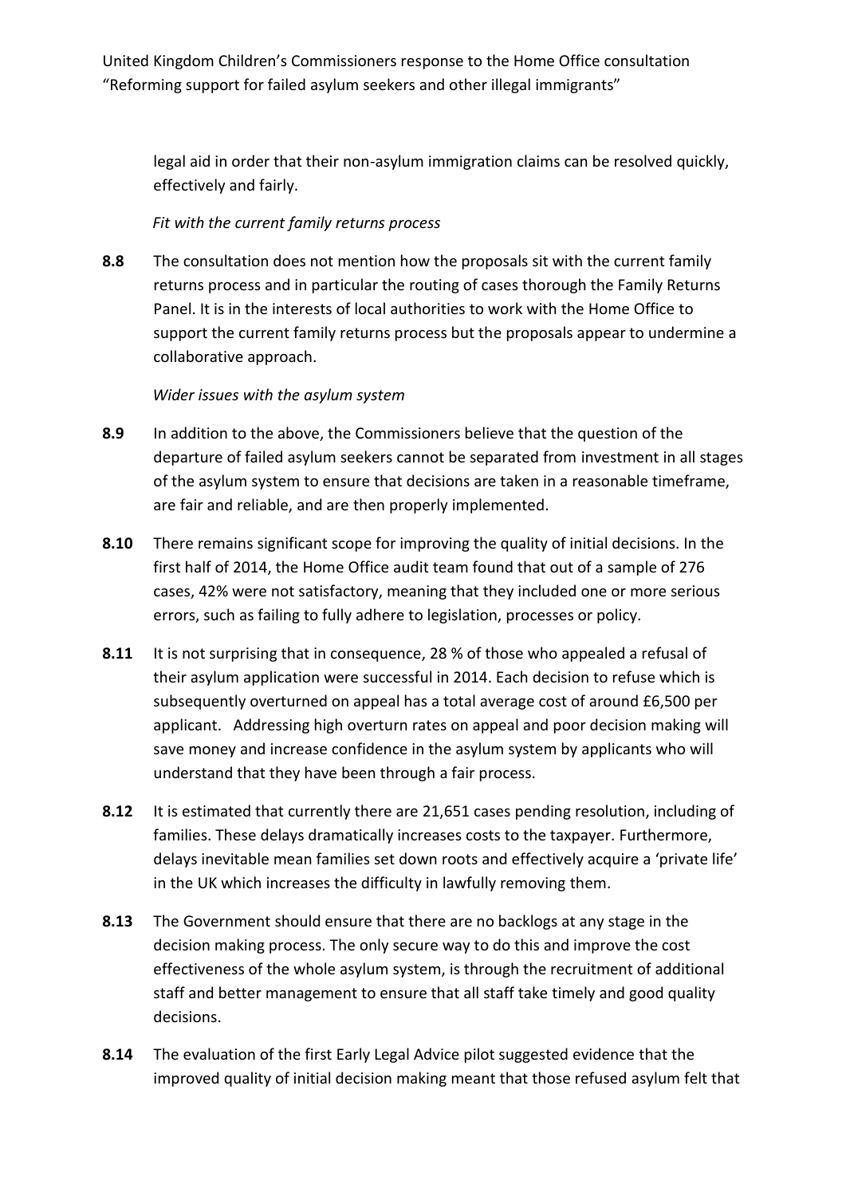legal aid in order that their non-asylum immigration claims can be resolved quickly, effectively and fairly.

*Fit with the current family returns process*

**8.8** The consultation does not mention how the proposals sit with the current family returns process and in particular the routing of cases thorough the Family Returns Panel. It is in the interests of local authorities to work with the Home Office to support the current family returns process but the proposals appear to undermine a collaborative approach.

*Wider issues with the asylum system*

**8.9** In addition to the above, the Commissioners believe that the question of the departure of failed asylum seekers cannot be separated from investment in all stages of the asylum system to ensure that decisions are taken in a reasonable timeframe, are fair and reliable, and are then properly implemented.

**8.10** There remains significant scope for improving the quality of initial decisions. In the first half of 2014, the Home Office audit team found that out of a sample of 276 cases, 42% were not satisfactory, meaning that they included one or more serious errors, such as failing to fully adhere to legislation, processes or policy.

**8.11** It is not surprising that in consequence, 28 % of those who appealed a refusal of their asylum application were successful in 2014. Each decision to refuse which is subsequently overturned on appeal has a total average cost of around £6,500 per applicant. Addressing high overturn rates on appeal and poor decision making will save money and increase confidence in the asylum system by applicants who will understand that they have been through a fair process.

**8.12** It is estimated that currently there are 21,651 cases pending resolution, including of families. These delays dramatically increases costs to the taxpayer. Furthermore, delays inevitable mean families set down roots and effectively acquire a 'private life' in the UK which increases the difficulty in lawfully removing them.

**8.13** The Government should ensure that there are no backlogs at any stage in the decision making process. The only secure way to do this and improve the cost effectiveness of the whole asylum system, is through the recruitment of additional staff and better management to ensure that all staff take timely and good quality decisions.

**8.14** The evaluation of the first Early Legal Advice pilot suggested evidence that the improved quality of initial decision making meant that those refused asylum felt that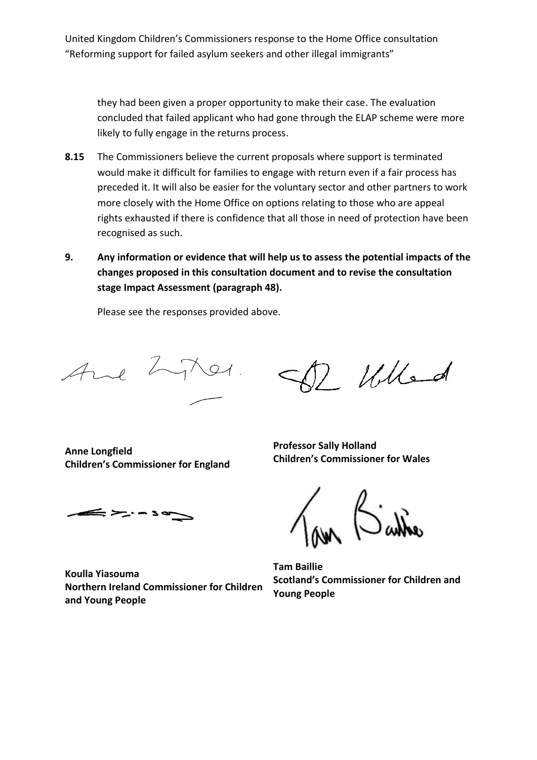they had been given a proper opportunity to make their case. The evaluation concluded that failed applicant who had gone through the ELAP scheme were more likely to fully engage in the returns process.

**8.15** The Commissioners believe the current proposals where support is terminated would make it difficult for families to engage with return even if a fair process has preceded it. It will also be easier for the voluntary sector and other partners to work more closely with the Home Office on options relating to those who are appeal rights exhausted if there is confidence that all those in need of protection have been recognised as such.

**9. Any information or evidence that will help us to assess the potential impacts of the changes proposed in this consultation document and to revise the consultation stage Impact Assessment (paragraph 48).**

Please see the responses provided above.

**Anne Longfield**
**Children's Commissioner for England**

**Professor Sally Holland**
**Children's Commissioner for Wales**

**Koulla Yiasouma**
**Northern Ireland Commissioner for Children and Young People**

**Tam Baillie**
**Scotland's Commissioner for Children and Young People**